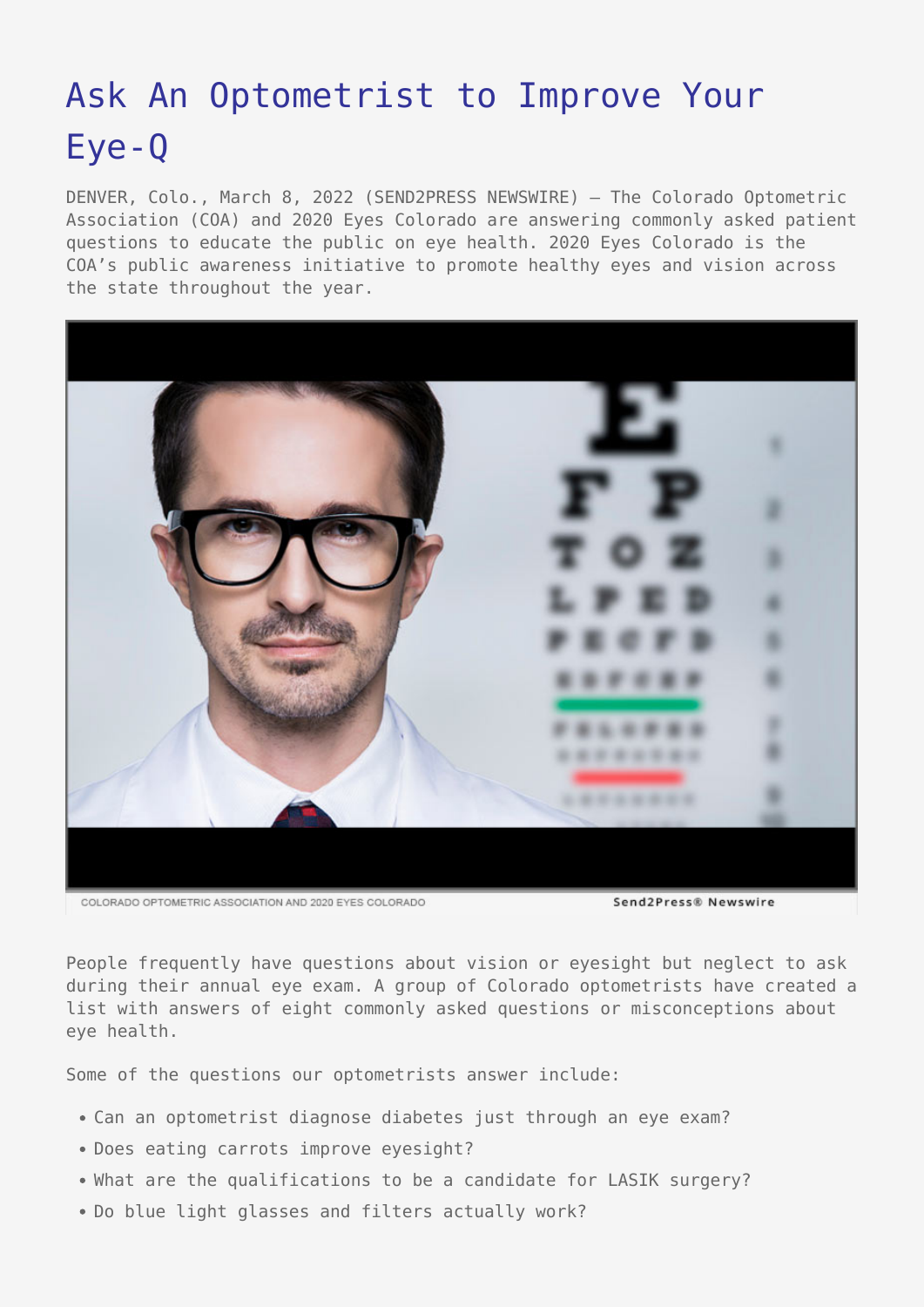# Ask An Optometrist to Improve Your Eye-Q

DENVER, Colo., March 8, 2022 (SEND2PRESS NEWSWIRE) — The Colorado Optometric Association (COA) and 2020 Eyes Colorado are answering commonly asked patient questions to educate the public on eye health. 2020 Eyes Colorado is the COA's public awareness initiative to promote healthy eyes and vision across the state throughout the year.

COLORADO OPTOMETRIC ASSOCIATION AND 2020 EYES COLORADO

People frequently have questions about vision or eyesight but neglect to ask during their annual eye exam. A group of Colorado optometrists have created a list with answers of eight commonly asked questions or misconceptions about eye health.

Some of the questions our optometrists answer include:

- Can an optometrist diagnose diabetes just through an eye exam?
- Does eating carrots improve eyesight?
- What are the qualifications to be a candidate for LASIK surgery?
- Do blue light glasses and filters actually work?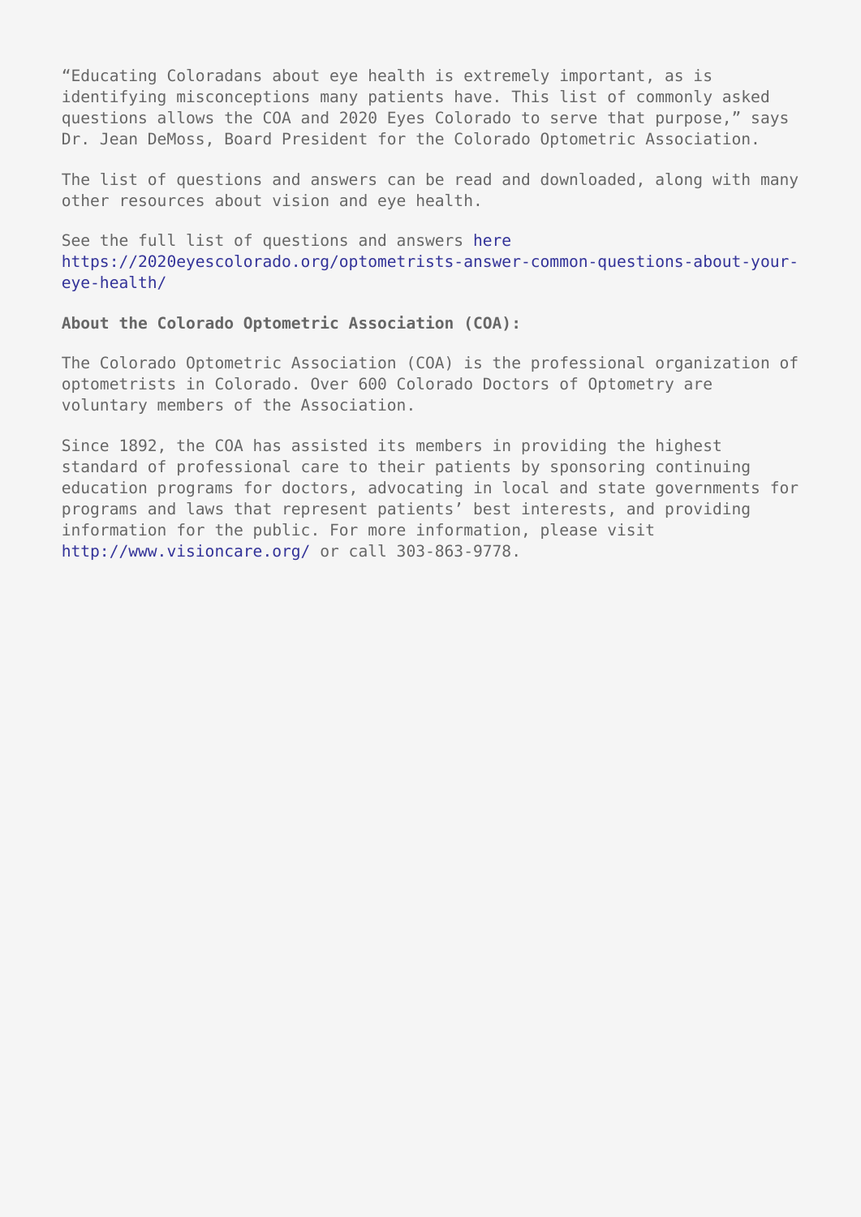"Educating Coloradans about eye health is extremely important, as is identifying misconceptions many patients have. This list of commonly asked questions allows the COA and 2020 Eyes Colorado to serve that purpose," says Dr. Jean DeMoss, Board President for the Colorado Optometric Association.

The list of questions and answers can be read and downloaded, along with many other resources about vision and eye health.

See the full list of questions and answers here https://2020eyescolorado.org/optometrists-answer-common-questions-about-your-eye-health/

**About the Colorado Optometric Association (COA):**

The Colorado Optometric Association (COA) is the professional organization of optometrists in Colorado. Over 600 Colorado Doctors of Optometry are voluntary members of the Association.

Since 1892, the COA has assisted its members in providing the highest standard of professional care to their patients by sponsoring continuing education programs for doctors, advocating in local and state governments for programs and laws that represent patients' best interests, and providing information for the public. For more information, please visit http://www.visioncare.org/ or call 303-863-9778.